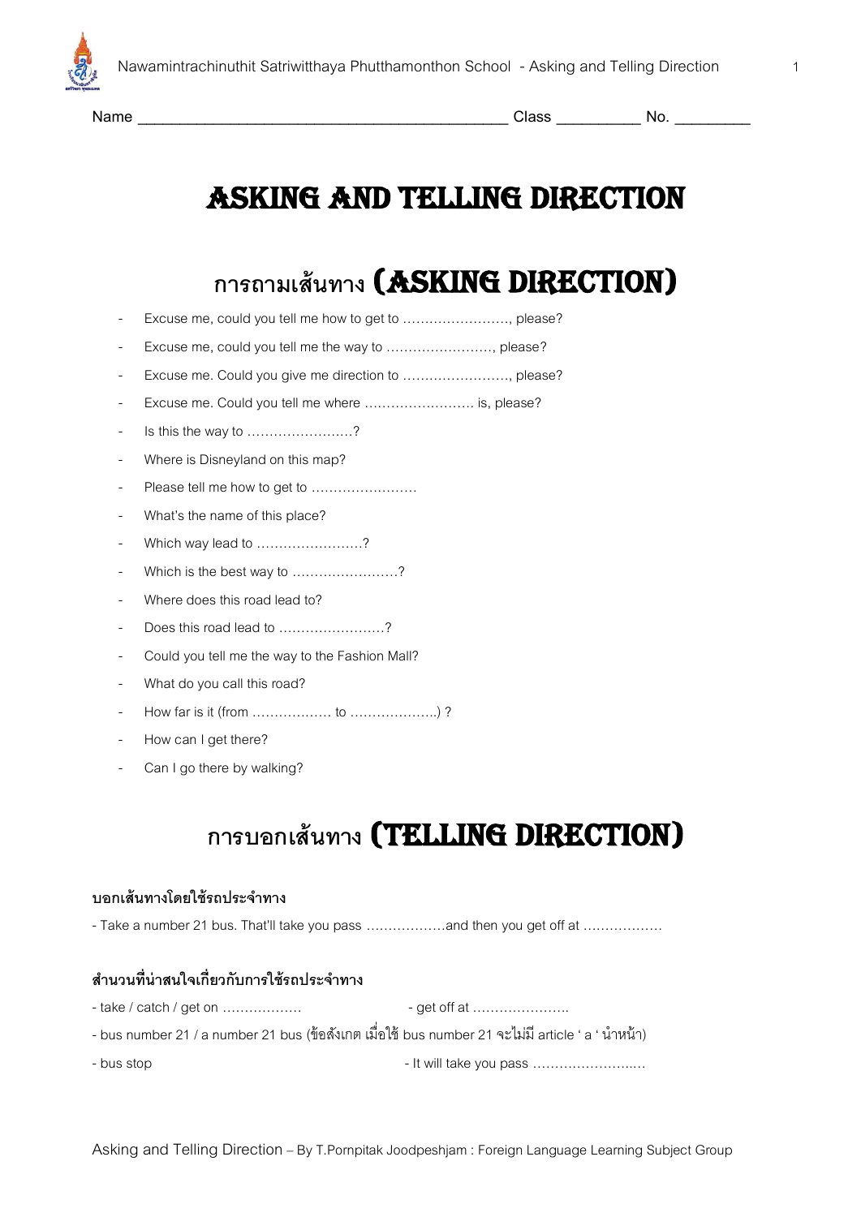Name ______________________________________________ Class __________ No. _________

# ASKING AND TELLING DIRECTION

## การถามเส้นทาง (ASKING DIRECTION)

- Excuse me, could you tell me how to get to ……………………, please?
- Excuse me, could you tell me the way to ……………………, please?
- Excuse me. Could you give me direction to ……………………, please?
- Excuse me. Could you tell me where ……………………. is, please?
- Is this the way to ……………………?
- Where is Disneyland on this map?
- Please tell me how to get to ……………………
- What's the name of this place?
- Which way lead to ……………………?
- Which is the best way to ……………………?
- Where does this road lead to?
- Does this road lead to ……………………?
- Could you tell me the way to the Fashion Mall?
- What do you call this road?
- How far is it (from ……………… to ………………..) ?
- How can I get there?
- Can I go there by walking?

## การบอกเส้นทาง (TELLING DIRECTION)

**บอกเส้นทางโดยใช้รถประจำทาง**

- Take a number 21 bus. That'll take you pass ………………and then you get off at ………………

**สำนวนที่น่าสนใจเกี่ยวกับการใช้รถประจำทาง**

- take / catch / get on ……………… - get off at …………………..
- bus number 21 / a number 21 bus (ข้อสังเกต เมื่อใช้ bus number 21 จะไม่มี article ' a ' นำหน้า)
- bus stop - It will take you pass ……………………..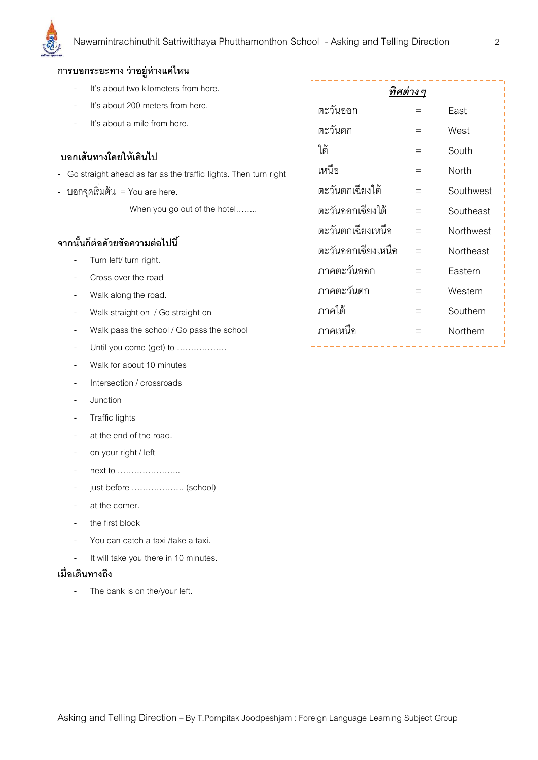**การบอกระยะทาง ว่าอยู่ห่างแค่ไหน**

- It's about two kilometers from here.
- It's about 200 meters from here.
- It's about a mile from here.

**บอกเส้นทางโดยให้เดินไป**

- Go straight ahead as far as the traffic lights. Then turn right
- บอกจุดเริ่มต้น = You are here.

  When you go out of the hotel……..

**จากนั้นก็ต่อด้วยข้อความต่อไปนี้**

- Turn left/ turn right.
- Cross over the road
- Walk along the road.
- Walk straight on / Go straight on
- Walk pass the school / Go pass the school
- Until you come (get) to ………………
- Walk for about 10 minutes
- Intersection / crossroads
- Junction
- Traffic lights
- at the end of the road.
- on your right / left
- next to …………………..
- just before ………………. (school)
- at the corner.
- the first block
- You can catch a taxi /take a taxi.
- It will take you there in 10 minutes.

**เมื่อเดินทางถึง**

- The bank is on the/your left.

***ทิศต่างๆ***

| | | |
|---|---|---|
| ตะวันออก | = | East |
| ตะวันตก | = | West |
| ใต้ | = | South |
| เหนือ | = | North |
| ตะวันตกเฉียงใต้ | = | Southwest |
| ตะวันออกเฉียงใต้ | = | Southeast |
| ตะวันตกเฉียงเหนือ | = | Northwest |
| ตะวันออกเฉียงเหนือ | = | Northeast |
| ภาคตะวันออก | = | Eastern |
| ภาคตะวันตก | = | Western |
| ภาคใต้ | = | Southern |
| ภาคเหนือ | = | Northern |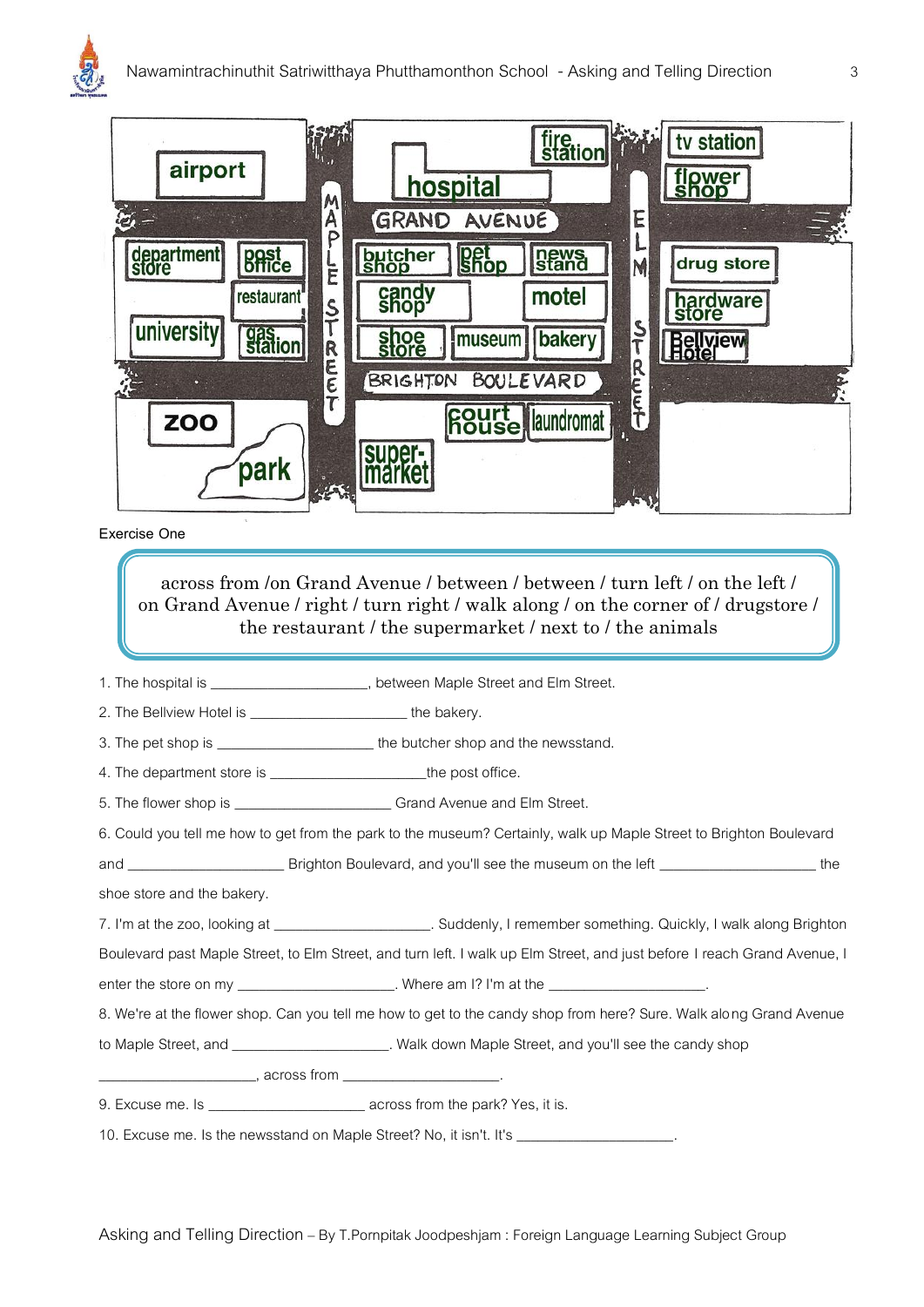Exercise One

> across from /on Grand Avenue / between / between / turn left / on the left /
> on Grand Avenue / right / turn right / walk along / on the corner of / drugstore /
> the restaurant / the supermarket / next to / the animals

1. The hospital is ____________________, between Maple Street and Elm Street.
2. The Bellview Hotel is ____________________ the bakery.
3. The pet shop is ____________________ the butcher shop and the newsstand.
4. The department store is ____________________the post office.
5. The flower shop is ____________________ Grand Avenue and Elm Street.
6. Could you tell me how to get from the park to the museum? Certainly, walk up Maple Street to Brighton Boulevard and ____________________ Brighton Boulevard, and you'll see the museum on the left ____________________ the shoe store and the bakery.
7. I'm at the zoo, looking at ____________________. Suddenly, I remember something. Quickly, I walk along Brighton Boulevard past Maple Street, to Elm Street, and turn left. I walk up Elm Street, and just before I reach Grand Avenue, I enter the store on my ____________________. Where am I? I'm at the ____________________.
8. We're at the flower shop. Can you tell me how to get to the candy shop from here? Sure. Walk along Grand Avenue to Maple Street, and ____________________. Walk down Maple Street, and you'll see the candy shop ____________________, across from ____________________.
9. Excuse me. Is ____________________ across from the park? Yes, it is.
10. Excuse me. Is the newsstand on Maple Street? No, it isn't. It's ____________________.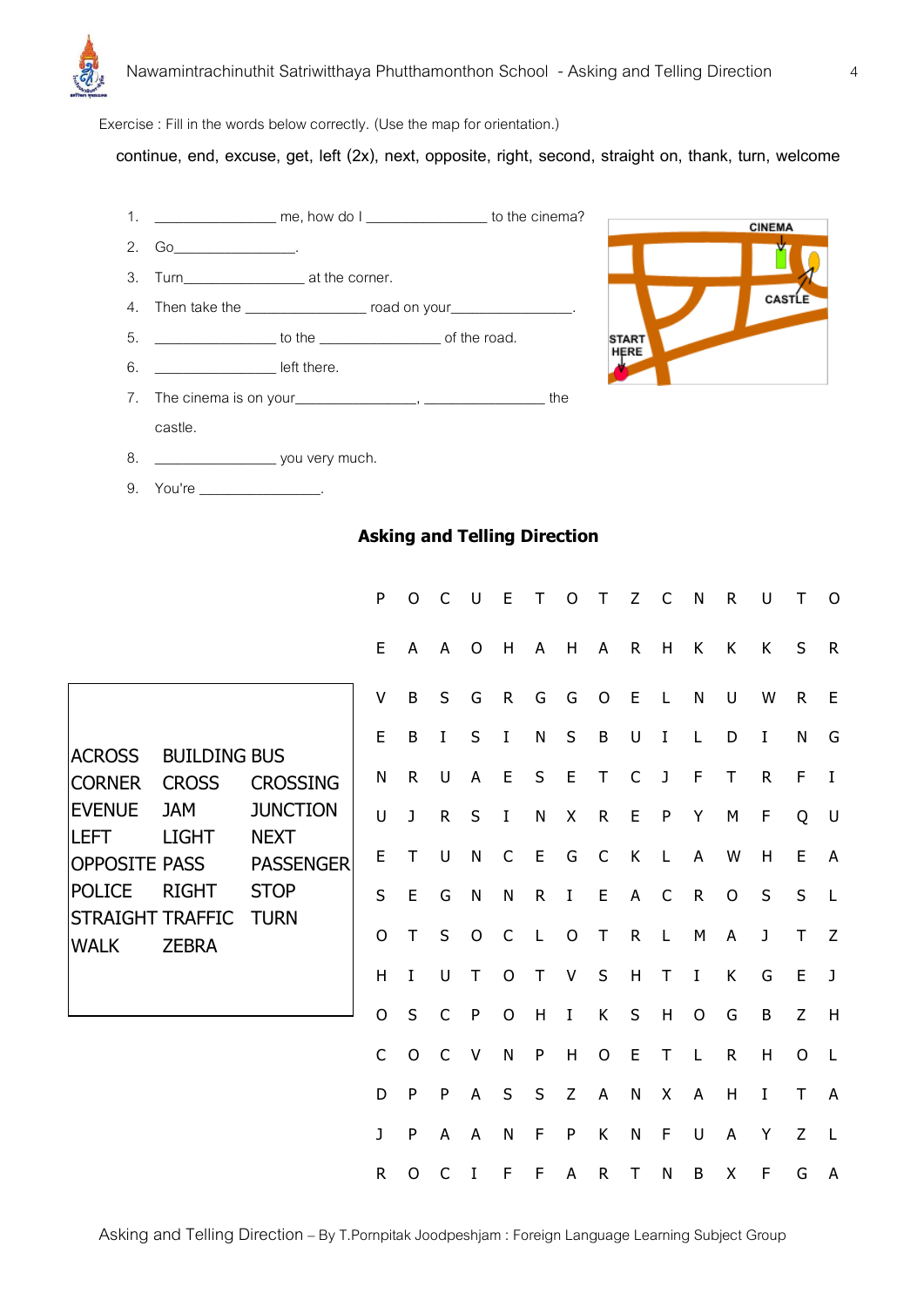Exercise : Fill in the words below correctly. (Use the map for orientation.)

continue, end, excuse, get, left (2x), next, opposite, right, second, straight on, thank, turn, welcome

1. _______________ me, how do I _______________ to the cinema?
2. Go_______________.
3. Turn_______________ at the corner.
4. Then take the _______________ road on your_______________.
5. _______________ to the _______________ of the road.
6. _______________ left there.
7. The cinema is on your_______________, _______________ the castle.
8. _______________ you very much.
9. You're _______________.

CINEMA

CASTLE

START HERE

## Asking and Telling Direction

| | | | | | | | | | | | | | | |
|---|---|---|---|---|---|---|---|---|---|---|---|---|---|---|
| P | O | C | U | E | T | O | T | Z | C | N | R | U | T | O |
| E | A | A | O | H | A | H | A | R | H | K | K | K | S | R |
| V | B | S | G | R | G | G | O | E | L | N | U | W | R | E |
| E | B | I | S | I | N | S | B | U | I | L | D | I | N | G |
| N | R | U | A | E | S | E | T | C | J | F | T | R | F | I |
| U | J | R | S | I | N | X | R | E | P | Y | M | F | Q | U |
| E | T | U | N | C | E | G | C | K | L | A | W | H | E | A |
| S | E | G | N | N | R | I | E | A | C | R | O | S | S | L |
| O | T | S | O | C | L | O | T | R | L | M | A | J | T | Z |
| H | I | U | T | O | T | V | S | H | T | I | K | G | E | J |
| O | S | C | P | O | H | I | K | S | H | O | G | B | Z | H |
| C | O | C | V | N | P | H | O | E | T | L | R | H | O | L |
| D | P | P | A | S | S | Z | A | N | X | A | H | I | T | A |
| J | P | A | A | N | F | P | K | N | F | U | A | Y | Z | L |
| R | O | C | I | F | F | A | R | T | N | B | X | F | G | A |

| | | |
|---|---|---|
| ACROSS | BUILDING | BUS |
| CORNER | CROSS | CROSSING |
| EVENUE | JAM | JUNCTION |
| LEFT | LIGHT | NEXT |
| OPPOSITE | PASS | PASSENGER |
| POLICE | RIGHT | STOP |
| STRAIGHT | TRAFFIC | TURN |
| WALK | ZEBRA | |